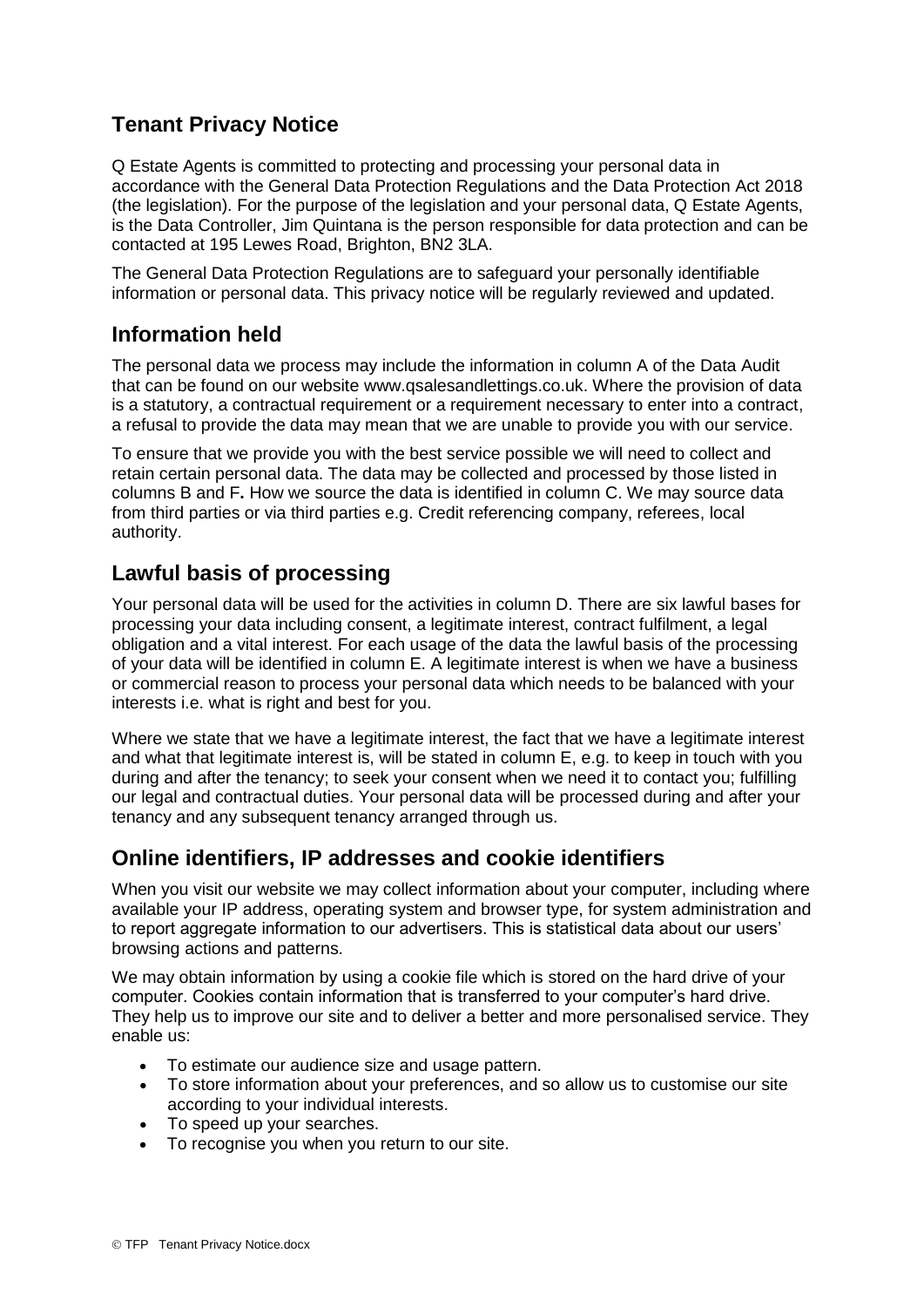## Tenant Privacy Notice

Q Estate Agents is committed to protecting and processing your personal data in accordance with the General Data Protection Regulations and the Data Protection Act 2018 (the legislation). For the purpose of the legislation and your personal data, Q Estate Agents, is the Data Controller, Jim Quintana is the person responsible for data protection and can be contacted at 195 Lewes Road, Brighton, BN2 3LA.

The General Data Protection Regulations are to safeguard your personally identifiable information or personal data. This privacy notice will be regularly reviewed and updated.

## Information held

The personal data we process may include the information in column A of the Data Audit that can be found on our website www.qsalesandlettings.co.uk. Where the provision of data is a statutory, a contractual requirement or a requirement necessary to enter into a contract, a refusal to provide the data may mean that we are unable to provide you with our service.

To ensure that we provide you with the best service possible we will need to collect and retain certain personal data. The data may be collected and processed by those listed in columns B and F**.** How we source the data is identified in column C. We may source data from third parties or via third parties e.g. Credit referencing company, referees, local authority.

## Lawful basis of processing

Your personal data will be used for the activities in column D. There are six lawful bases for processing your data including consent, a legitimate interest, contract fulfilment, a legal obligation and a vital interest. For each usage of the data the lawful basis of the processing of your data will be identified in column E. A legitimate interest is when we have a business or commercial reason to process your personal data which needs to be balanced with your interests i.e. what is right and best for you.

Where we state that we have a legitimate interest, the fact that we have a legitimate interest and what that legitimate interest is, will be stated in column E, e.g. to keep in touch with you during and after the tenancy; to seek your consent when we need it to contact you; fulfilling our legal and contractual duties. Your personal data will be processed during and after your tenancy and any subsequent tenancy arranged through us.

## Online identifiers, IP addresses and cookie identifiers

When you visit our website we may collect information about your computer, including where available your IP address, operating system and browser type, for system administration and to report aggregate information to our advertisers. This is statistical data about our users' browsing actions and patterns.

We may obtain information by using a cookie file which is stored on the hard drive of your computer. Cookies contain information that is transferred to your computer's hard drive. They help us to improve our site and to deliver a better and more personalised service. They enable us:

- To estimate our audience size and usage pattern.
- To store information about your preferences, and so allow us to customise our site according to your individual interests.
- To speed up your searches.
- To recognise you when you return to our site.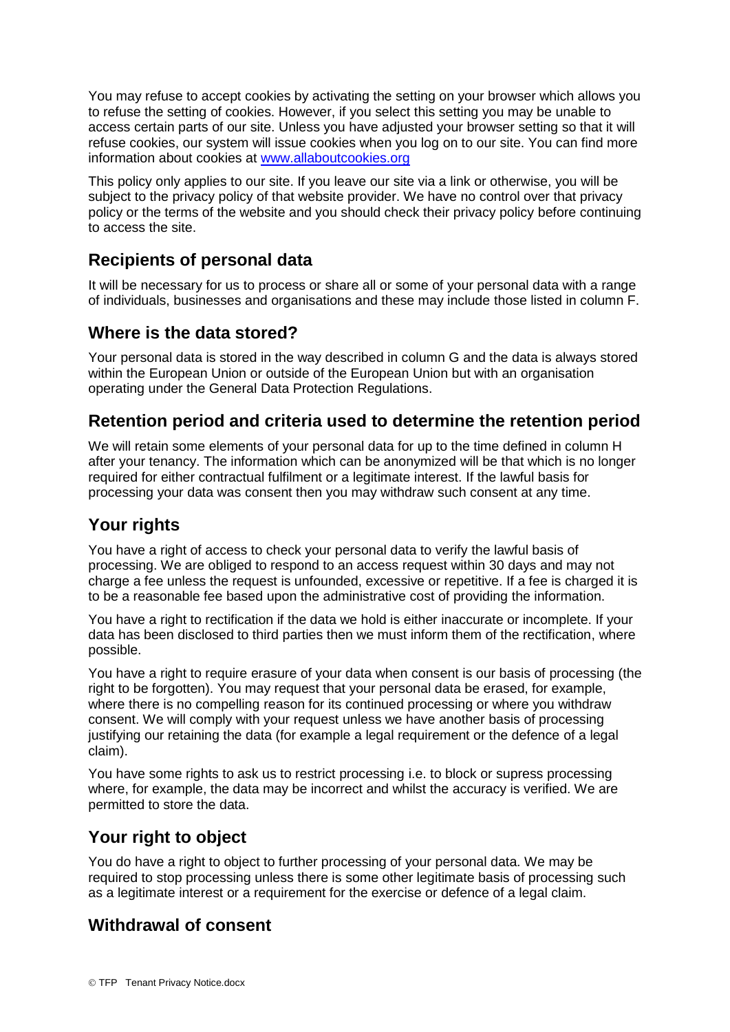You may refuse to accept cookies by activating the setting on your browser which allows you to refuse the setting of cookies. However, if you select this setting you may be unable to access certain parts of our site. Unless you have adjusted your browser setting so that it will refuse cookies, our system will issue cookies when you log on to our site. You can find more information about cookies at www.allaboutcookies.org

This policy only applies to our site. If you leave our site via a link or otherwise, you will be subject to the privacy policy of that website provider. We have no control over that privacy policy or the terms of the website and you should check their privacy policy before continuing to access the site.

## Recipients of personal data

It will be necessary for us to process or share all or some of your personal data with a range of individuals, businesses and organisations and these may include those listed in column F.

## Where is the data stored?

Your personal data is stored in the way described in column G and the data is always stored within the European Union or outside of the European Union but with an organisation operating under the General Data Protection Regulations.

## Retention period and criteria used to determine the retention period

We will retain some elements of your personal data for up to the time defined in column H after your tenancy. The information which can be anonymized will be that which is no longer required for either contractual fulfilment or a legitimate interest. If the lawful basis for processing your data was consent then you may withdraw such consent at any time.

## Your rights

You have a right of access to check your personal data to verify the lawful basis of processing. We are obliged to respond to an access request within 30 days and may not charge a fee unless the request is unfounded, excessive or repetitive. If a fee is charged it is to be a reasonable fee based upon the administrative cost of providing the information.

You have a right to rectification if the data we hold is either inaccurate or incomplete. If your data has been disclosed to third parties then we must inform them of the rectification, where possible.

You have a right to require erasure of your data when consent is our basis of processing (the right to be forgotten). You may request that your personal data be erased, for example, where there is no compelling reason for its continued processing or where you withdraw consent. We will comply with your request unless we have another basis of processing justifying our retaining the data (for example a legal requirement or the defence of a legal claim).

You have some rights to ask us to restrict processing i.e. to block or supress processing where, for example, the data may be incorrect and whilst the accuracy is verified. We are permitted to store the data.

## Your right to object

You do have a right to object to further processing of your personal data. We may be required to stop processing unless there is some other legitimate basis of processing such as a legitimate interest or a requirement for the exercise or defence of a legal claim.

## Withdrawal of consent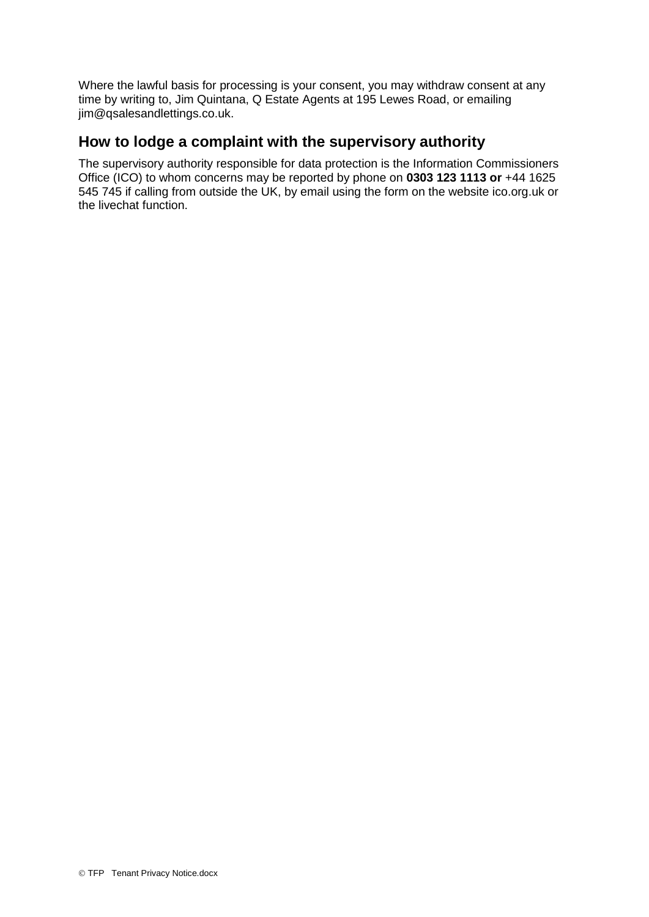Where the lawful basis for processing is your consent, you may withdraw consent at any time by writing to, Jim Quintana, Q Estate Agents at 195 Lewes Road, or emailing jim@qsalesandlettings.co.uk.

## How to lodge a complaint with the supervisory authority

The supervisory authority responsible for data protection is the Information Commissioners Office (ICO) to whom concerns may be reported by phone on **0303 123 1113 or** +44 1625 545 745 if calling from outside the UK, by email using the form on the website ico.org.uk or the livechat function.